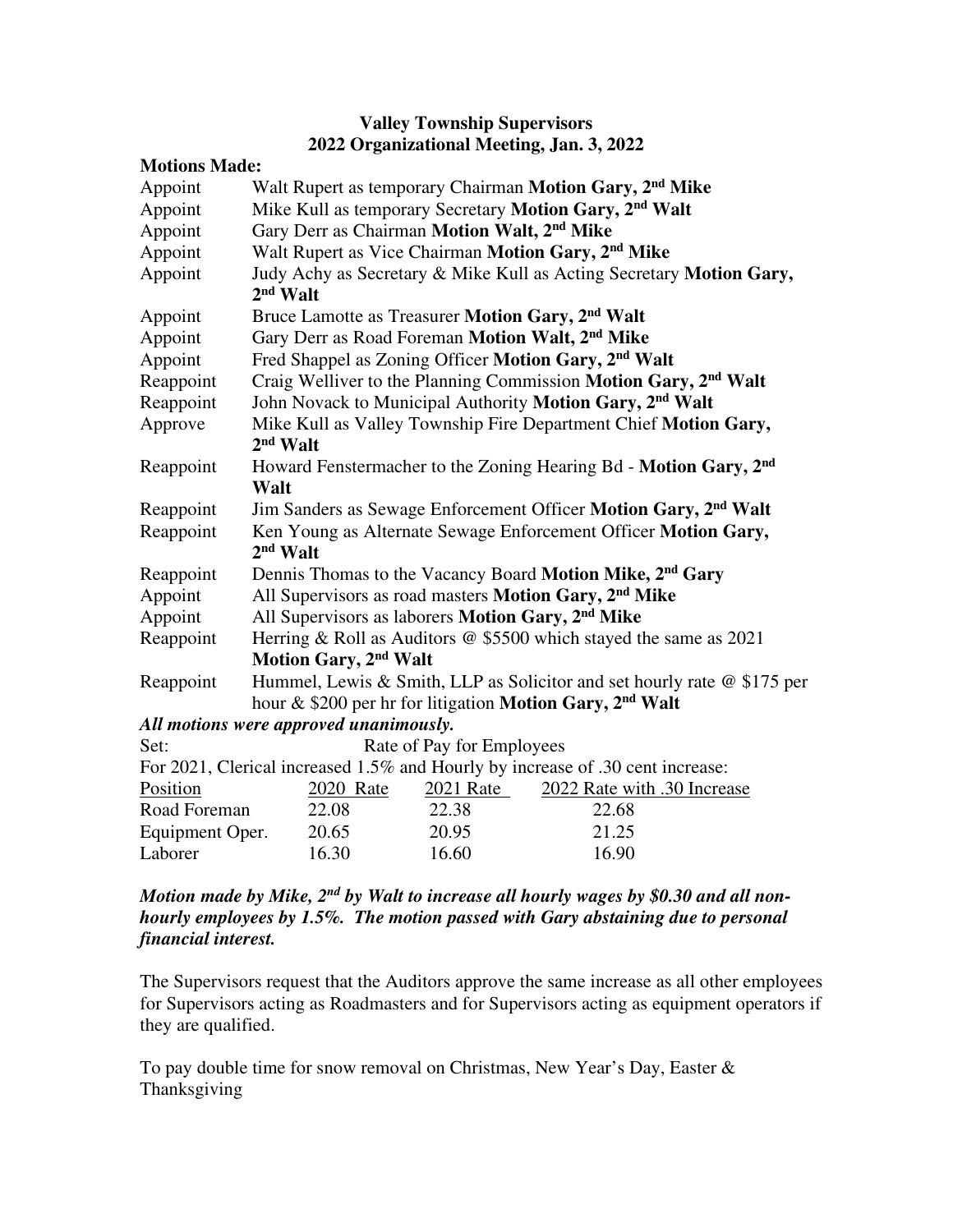**Valley Township Supervisors**
**2022 Organizational Meeting, Jan. 3, 2022**

**Motions Made:**

| | |
|---|---|
| Appoint | Walt Rupert as temporary Chairman **Motion Gary, 2nd Mike** |
| Appoint | Mike Kull as temporary Secretary **Motion Gary, 2nd Walt** |
| Appoint | Gary Derr as Chairman **Motion Walt, 2nd Mike** |
| Appoint | Walt Rupert as Vice Chairman **Motion Gary, 2nd Mike** |
| Appoint | Judy Achy as Secretary & Mike Kull as Acting Secretary **Motion Gary, 2nd Walt** |
| Appoint | Bruce Lamotte as Treasurer **Motion Gary, 2nd Walt** |
| Appoint | Gary Derr as Road Foreman **Motion Walt, 2nd Mike** |
| Appoint | Fred Shappel as Zoning Officer **Motion Gary, 2nd Walt** |
| Reappoint | Craig Welliver to the Planning Commission **Motion Gary, 2nd Walt** |
| Reappoint | John Novack to Municipal Authority **Motion Gary, 2nd Walt** |
| Approve | Mike Kull as Valley Township Fire Department Chief **Motion Gary, 2nd Walt** |
| Reappoint | Howard Fenstermacher to the Zoning Hearing Bd - **Motion Gary, 2nd Walt** |
| Reappoint | Jim Sanders as Sewage Enforcement Officer **Motion Gary, 2nd Walt** |
| Reappoint | Ken Young as Alternate Sewage Enforcement Officer **Motion Gary, 2nd Walt** |
| Reappoint | Dennis Thomas to the Vacancy Board **Motion Mike, 2nd Gary** |
| Appoint | All Supervisors as road masters **Motion Gary, 2nd Mike** |
| Appoint | All Supervisors as laborers **Motion Gary, 2nd Mike** |
| Reappoint | Herring & Roll as Auditors @ $5500 which stayed the same as 2021 **Motion Gary, 2nd Walt** |
| Reappoint | Hummel, Lewis & Smith, LLP as Solicitor and set hourly rate @ $175 per hour & $200 per hr for litigation **Motion Gary, 2nd Walt** |

***All motions were approved unanimously.***

Set: Rate of Pay for Employees

For 2021, Clerical increased 1.5% and Hourly by increase of .30 cent increase:

| Position | 2020 Rate | 2021 Rate | 2022 Rate with .30 Increase |
|---|---|---|---|
| Road Foreman | 22.08 | 22.38 | 22.68 |
| Equipment Oper. | 20.65 | 20.95 | 21.25 |
| Laborer | 16.30 | 16.60 | 16.90 |

***Motion made by Mike, 2nd by Walt to increase all hourly wages by $0.30 and all non-hourly employees by 1.5%. The motion passed with Gary abstaining due to personal financial interest.***

The Supervisors request that the Auditors approve the same increase as all other employees for Supervisors acting as Roadmasters and for Supervisors acting as equipment operators if they are qualified.

To pay double time for snow removal on Christmas, New Year's Day, Easter & Thanksgiving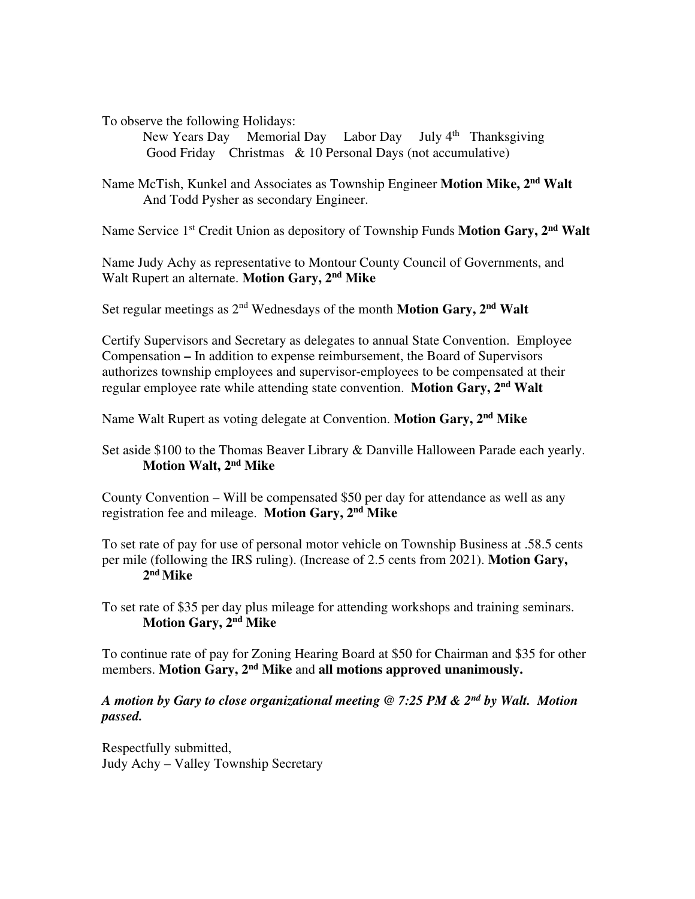To observe the following Holidays:

New Years Day  Memorial Day  Labor Day  July 4th  Thanksgiving
Good Friday  Christmas  & 10 Personal Days (not accumulative)

Name McTish, Kunkel and Associates as Township Engineer **Motion Mike, 2nd Walt** And Todd Pysher as secondary Engineer.

Name Service 1st Credit Union as depository of Township Funds **Motion Gary, 2nd Walt**

Name Judy Achy as representative to Montour County Council of Governments, and Walt Rupert an alternate. **Motion Gary, 2nd Mike**

Set regular meetings as 2nd Wednesdays of the month **Motion Gary, 2nd Walt**

Certify Supervisors and Secretary as delegates to annual State Convention. Employee Compensation **–** In addition to expense reimbursement, the Board of Supervisors authorizes township employees and supervisor-employees to be compensated at their regular employee rate while attending state convention. **Motion Gary, 2nd Walt**

Name Walt Rupert as voting delegate at Convention. **Motion Gary, 2nd Mike**

Set aside $100 to the Thomas Beaver Library & Danville Halloween Parade each yearly. **Motion Walt, 2nd Mike**

County Convention – Will be compensated $50 per day for attendance as well as any registration fee and mileage. **Motion Gary, 2nd Mike**

To set rate of pay for use of personal motor vehicle on Township Business at .58.5 cents per mile (following the IRS ruling). (Increase of 2.5 cents from 2021). **Motion Gary, 2nd Mike**

To set rate of $35 per day plus mileage for attending workshops and training seminars. **Motion Gary, 2nd Mike**

To continue rate of pay for Zoning Hearing Board at $50 for Chairman and $35 for other members. **Motion Gary, 2nd Mike** and **all motions approved unanimously.**

***A motion by Gary to close organizational meeting @ 7:25 PM & 2nd by Walt. Motion passed.***

Respectfully submitted,
Judy Achy – Valley Township Secretary